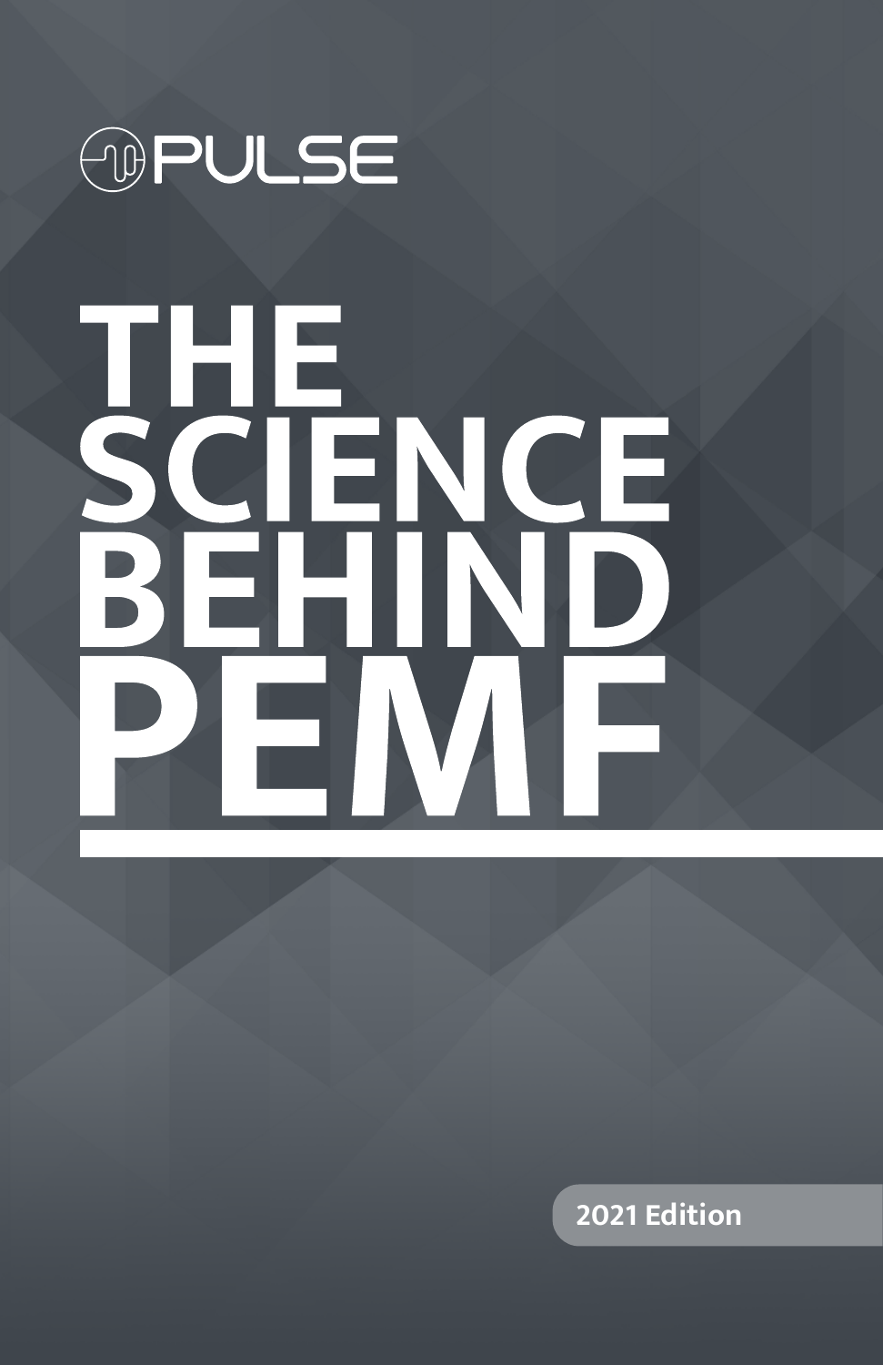PULSE

# THE SCIENCE BEHIND PEMF

2021 Edition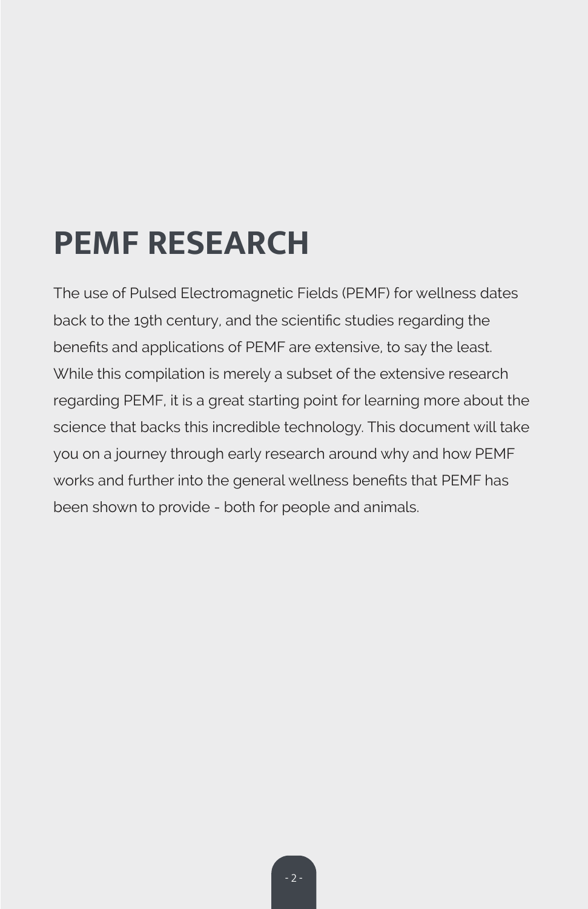# PEMF RESEARCH

The use of Pulsed Electromagnetic Fields (PEMF) for wellness dates back to the 19th century, and the scientific studies regarding the benefits and applications of PEMF are extensive, to say the least. While this compilation is merely a subset of the extensive research regarding PEMF, it is a great starting point for learning more about the science that backs this incredible technology. This document will take you on a journey through early research around why and how PEMF works and further into the general wellness benefits that PEMF has been shown to provide - both for people and animals.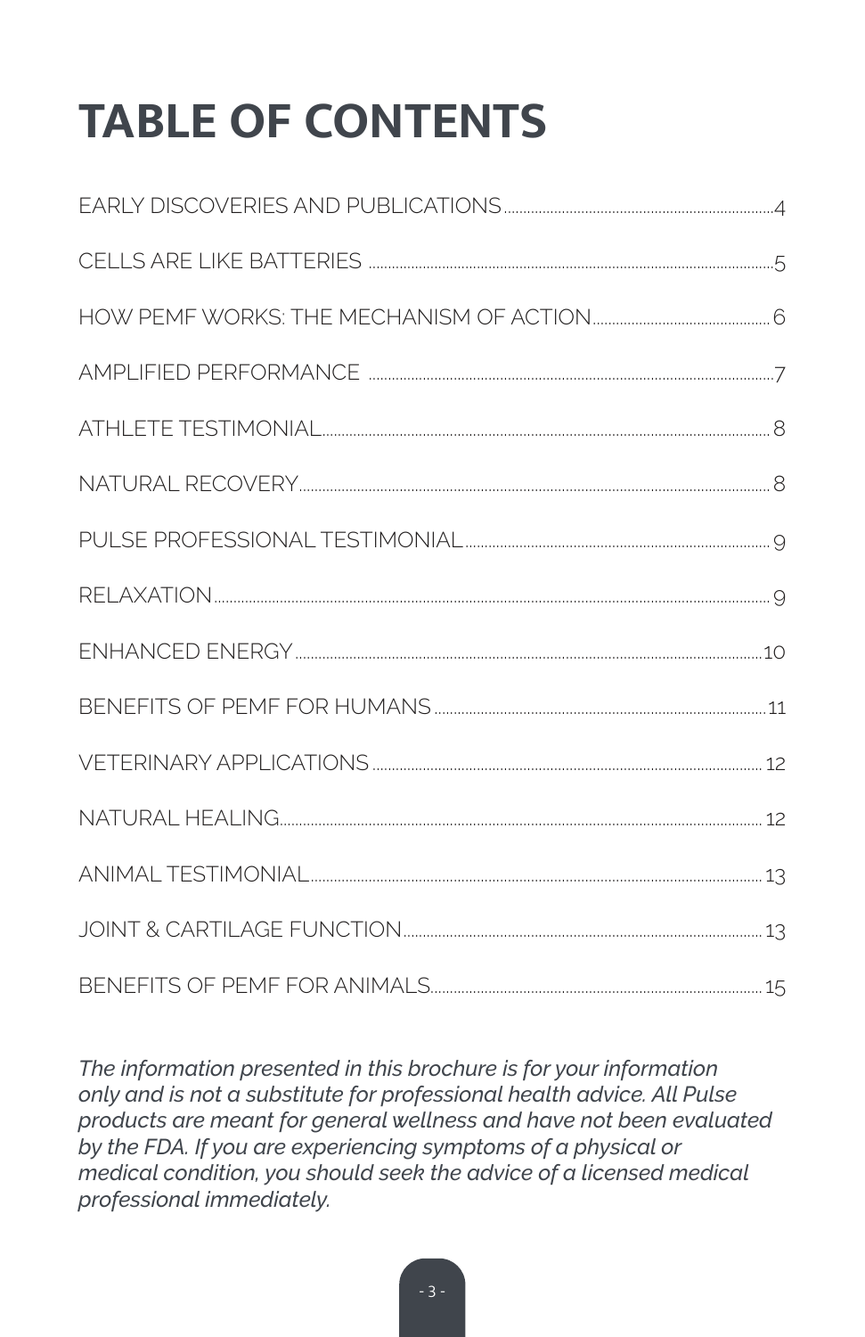# TABLE OF CONTENTS

EARLY DISCOVERIES AND PUBLICATIONS ..... 4

CELLS ARE LIKE BATTERIES ..... 5

HOW PEMF WORKS: THE MECHANISM OF ACTION ..... 6

AMPLIFIED PERFORMANCE ..... 7

ATHLETE TESTIMONIAL ..... 8

NATURAL RECOVERY ..... 8

PULSE PROFESSIONAL TESTIMONIAL ..... 9

RELAXATION ..... 9

ENHANCED ENERGY ..... 10

BENEFITS OF PEMF FOR HUMANS ..... 11

VETERINARY APPLICATIONS ..... 12

NATURAL HEALING ..... 12

ANIMAL TESTIMONIAL ..... 13

JOINT & CARTILAGE FUNCTION ..... 13

BENEFITS OF PEMF FOR ANIMALS ..... 15

*The information presented in this brochure is for your information only and is not a substitute for professional health advice. All Pulse products are meant for general wellness and have not been evaluated by the FDA. If you are experiencing symptoms of a physical or medical condition, you should seek the advice of a licensed medical professional immediately.*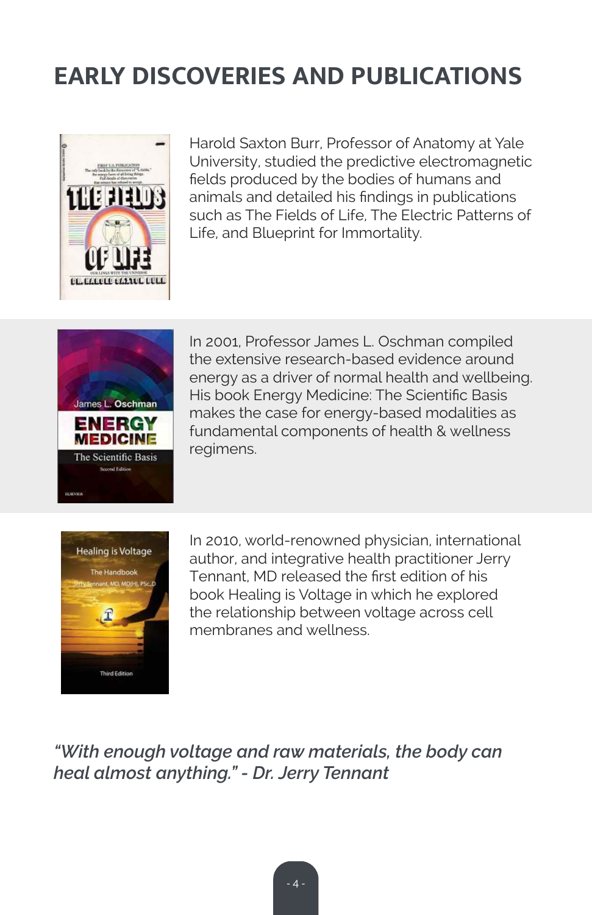# EARLY DISCOVERIES AND PUBLICATIONS

Harold Saxton Burr, Professor of Anatomy at Yale University, studied the predictive electromagnetic fields produced by the bodies of humans and animals and detailed his findings in publications such as The Fields of Life, The Electric Patterns of Life, and Blueprint for Immortality.

In 2001, Professor James L. Oschman compiled the extensive research-based evidence around energy as a driver of normal health and wellbeing. His book Energy Medicine: The Scientific Basis makes the case for energy-based modalities as fundamental components of health & wellness regimens.

In 2010, world-renowned physician, international author, and integrative health practitioner Jerry Tennant, MD released the first edition of his book Healing is Voltage in which he explored the relationship between voltage across cell membranes and wellness.

*"With enough voltage and raw materials, the body can heal almost anything." - Dr. Jerry Tennant*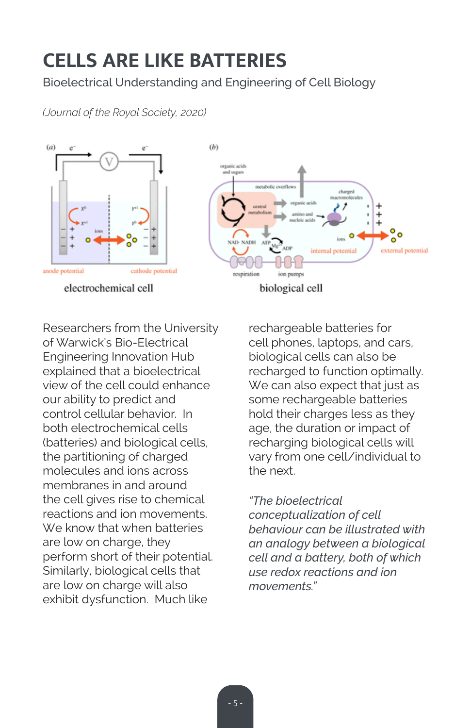# CELLS ARE LIKE BATTERIES

Bioelectrical Understanding and Engineering of Cell Biology

*(Journal of the Royal Society, 2020)*

electrochemical cell

biological cell

Researchers from the University of Warwick's Bio-Electrical Engineering Innovation Hub explained that a bioelectrical view of the cell could enhance our ability to predict and control cellular behavior. In both electrochemical cells (batteries) and biological cells, the partitioning of charged molecules and ions across membranes in and around the cell gives rise to chemical reactions and ion movements. We know that when batteries are low on charge, they perform short of their potential. Similarly, biological cells that are low on charge will also exhibit dysfunction. Much like rechargeable batteries for cell phones, laptops, and cars, biological cells can also be recharged to function optimally. We can also expect that just as some rechargeable batteries hold their charges less as they age, the duration or impact of recharging biological cells will vary from one cell/individual to the next.

*"The bioelectrical conceptualization of cell behaviour can be illustrated with an analogy between a biological cell and a battery, both of which use redox reactions and ion movements."*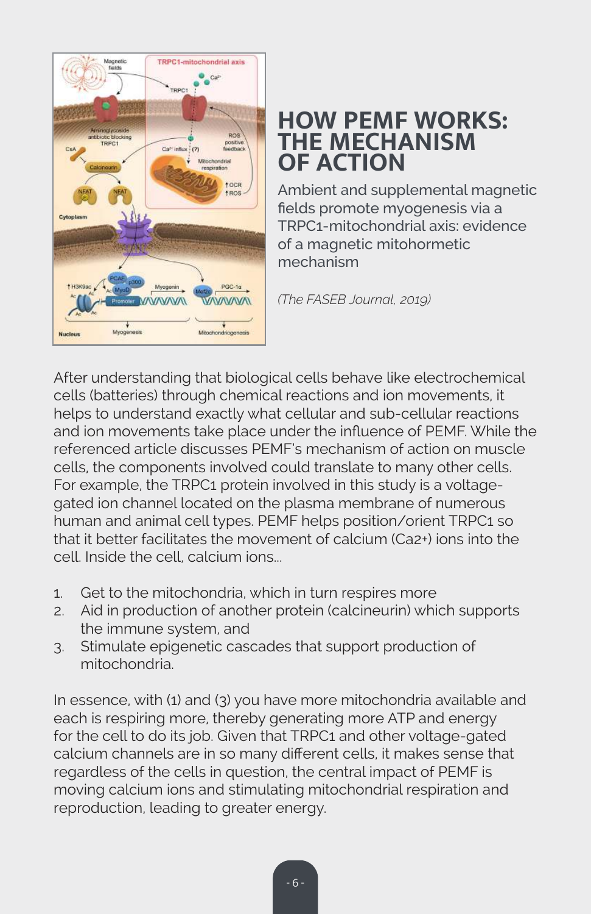# HOW PEMF WORKS: THE MECHANISM OF ACTION

Ambient and supplemental magnetic fields promote myogenesis via a TRPC1-mitochondrial axis: evidence of a magnetic mitohormetic mechanism

*(The FASEB Journal, 2019)*

After understanding that biological cells behave like electrochemical cells (batteries) through chemical reactions and ion movements, it helps to understand exactly what cellular and sub-cellular reactions and ion movements take place under the influence of PEMF. While the referenced article discusses PEMF's mechanism of action on muscle cells, the components involved could translate to many other cells. For example, the TRPC1 protein involved in this study is a voltage-gated ion channel located on the plasma membrane of numerous human and animal cell types. PEMF helps position/orient TRPC1 so that it better facilitates the movement of calcium ($Ca^{2+}$) ions into the cell. Inside the cell, calcium ions...

1. Get to the mitochondria, which in turn respires more
2. Aid in production of another protein (calcineurin) which supports the immune system, and
3. Stimulate epigenetic cascades that support production of mitochondria.

In essence, with (1) and (3) you have more mitochondria available and each is respiring more, thereby generating more ATP and energy for the cell to do its job. Given that TRPC1 and other voltage-gated calcium channels are in so many different cells, it makes sense that regardless of the cells in question, the central impact of PEMF is moving calcium ions and stimulating mitochondrial respiration and reproduction, leading to greater energy.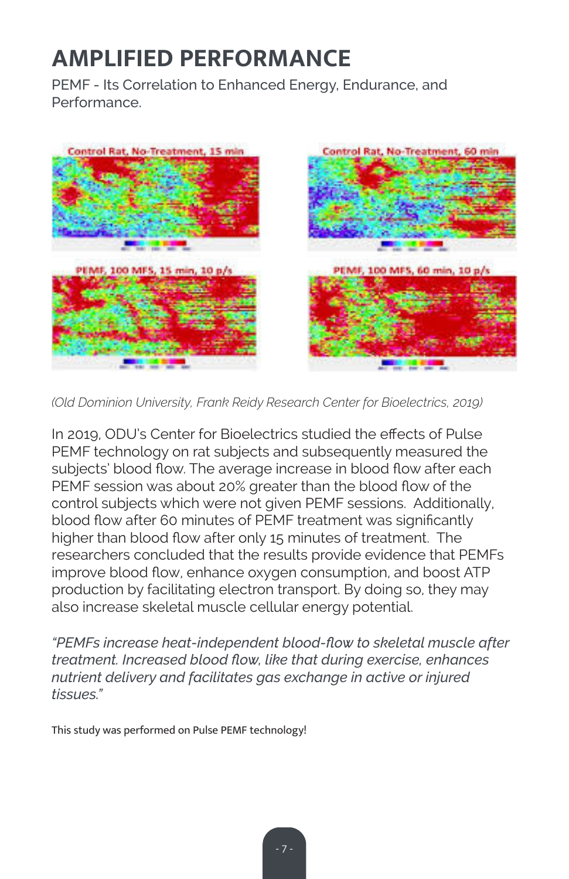# AMPLIFIED PERFORMANCE

PEMF - Its Correlation to Enhanced Energy, Endurance, and Performance.

Control Rat, No-Treatment, 15 min

Control Rat, No-Treatment, 60 min

PEMF, 100 MFS, 15 min, 10 p/s

PEMF, 100 MFS, 60 min, 10 p/s

*(Old Dominion University, Frank Reidy Research Center for Bioelectrics, 2019)*

In 2019, ODU's Center for Bioelectrics studied the effects of Pulse PEMF technology on rat subjects and subsequently measured the subjects' blood flow. The average increase in blood flow after each PEMF session was about 20% greater than the blood flow of the control subjects which were not given PEMF sessions. Additionally, blood flow after 60 minutes of PEMF treatment was significantly higher than blood flow after only 15 minutes of treatment. The researchers concluded that the results provide evidence that PEMFs improve blood flow, enhance oxygen consumption, and boost ATP production by facilitating electron transport. By doing so, they may also increase skeletal muscle cellular energy potential.

*"PEMFs increase heat-independent blood-flow to skeletal muscle after treatment. Increased blood flow, like that during exercise, enhances nutrient delivery and facilitates gas exchange in active or injured tissues."*

This study was performed on Pulse PEMF technology!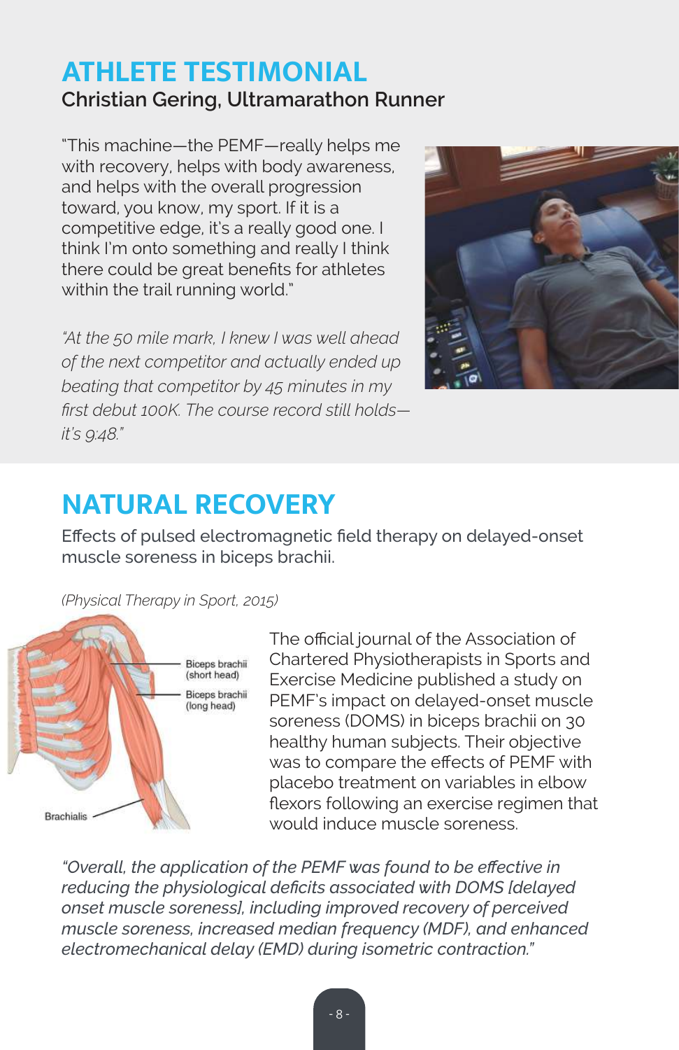## ATHLETE TESTIMONIAL

### Christian Gering, Ultramarathon Runner

"This machine—the PEMF—really helps me with recovery, helps with body awareness, and helps with the overall progression toward, you know, my sport. If it is a competitive edge, it's a really good one. I think I'm onto something and really I think there could be great benefits for athletes within the trail running world."

*"At the 50 mile mark, I knew I was well ahead of the next competitor and actually ended up beating that competitor by 45 minutes in my first debut 100K. The course record still holds—it's 9:48."*

## NATURAL RECOVERY

Effects of pulsed electromagnetic field therapy on delayed-onset muscle soreness in biceps brachii.

*(Physical Therapy in Sport, 2015)*

Biceps brachii (short head)

Biceps brachii (long head)

Brachialis

The official journal of the Association of Chartered Physiotherapists in Sports and Exercise Medicine published a study on PEMF's impact on delayed-onset muscle soreness (DOMS) in biceps brachii on 30 healthy human subjects. Their objective was to compare the effects of PEMF with placebo treatment on variables in elbow flexors following an exercise regimen that would induce muscle soreness.

*"Overall, the application of the PEMF was found to be effective in reducing the physiological deficits associated with DOMS [delayed onset muscle soreness], including improved recovery of perceived muscle soreness, increased median frequency (MDF), and enhanced electromechanical delay (EMD) during isometric contraction."*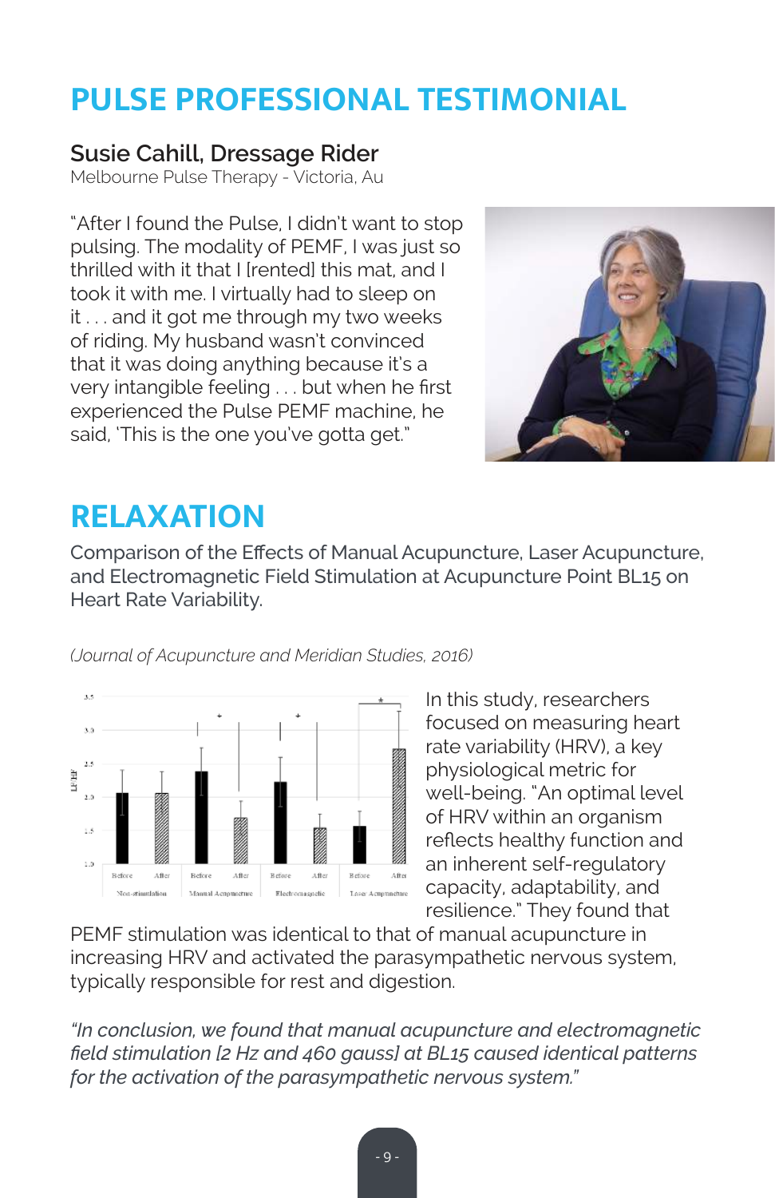# PULSE PROFESSIONAL TESTIMONIAL

### Susie Cahill, Dressage Rider

Melbourne Pulse Therapy - Victoria, Au

"After I found the Pulse, I didn't want to stop pulsing. The modality of PEMF, I was just so thrilled with it that I [rented] this mat, and I took it with me. I virtually had to sleep on it . . . and it got me through my two weeks of riding. My husband wasn't convinced that it was doing anything because it's a very intangible feeling . . . but when he first experienced the Pulse PEMF machine, he said, 'This is the one you've gotta get."

# RELAXATION

Comparison of the Effects of Manual Acupuncture, Laser Acupuncture, and Electromagnetic Field Stimulation at Acupuncture Point BL15 on Heart Rate Variability.

*(Journal of Acupuncture and Meridian Studies, 2016)*

In this study, researchers focused on measuring heart rate variability (HRV), a key physiological metric for well-being. "An optimal level of HRV within an organism reflects healthy function and an inherent self-regulatory capacity, adaptability, and resilience." They found that PEMF stimulation was identical to that of manual acupuncture in increasing HRV and activated the parasympathetic nervous system, typically responsible for rest and digestion.

*"In conclusion, we found that manual acupuncture and electromagnetic field stimulation [2 Hz and 460 gauss] at BL15 caused identical patterns for the activation of the parasympathetic nervous system."*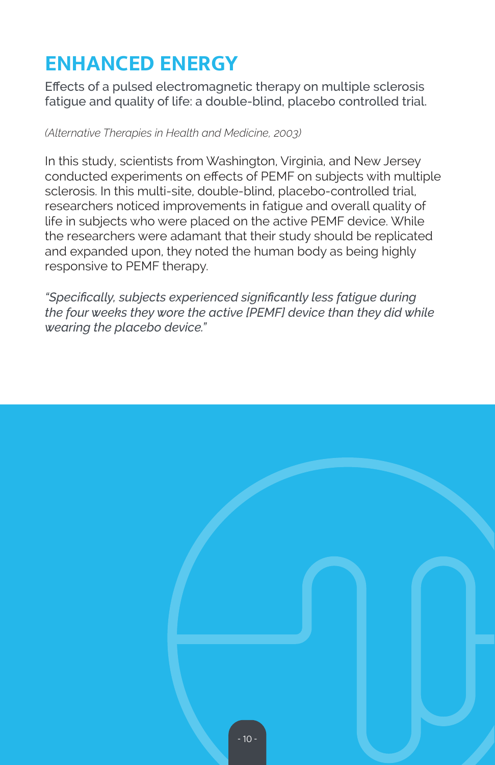# ENHANCED ENERGY

Effects of a pulsed electromagnetic therapy on multiple sclerosis fatigue and quality of life: a double-blind, placebo controlled trial.

*(Alternative Therapies in Health and Medicine, 2003)*

In this study, scientists from Washington, Virginia, and New Jersey conducted experiments on effects of PEMF on subjects with multiple sclerosis. In this multi-site, double-blind, placebo-controlled trial, researchers noticed improvements in fatigue and overall quality of life in subjects who were placed on the active PEMF device. While the researchers were adamant that their study should be replicated and expanded upon, they noted the human body as being highly responsive to PEMF therapy.

*"Specifically, subjects experienced significantly less fatigue during the four weeks they wore the active [PEMF] device than they did while wearing the placebo device."*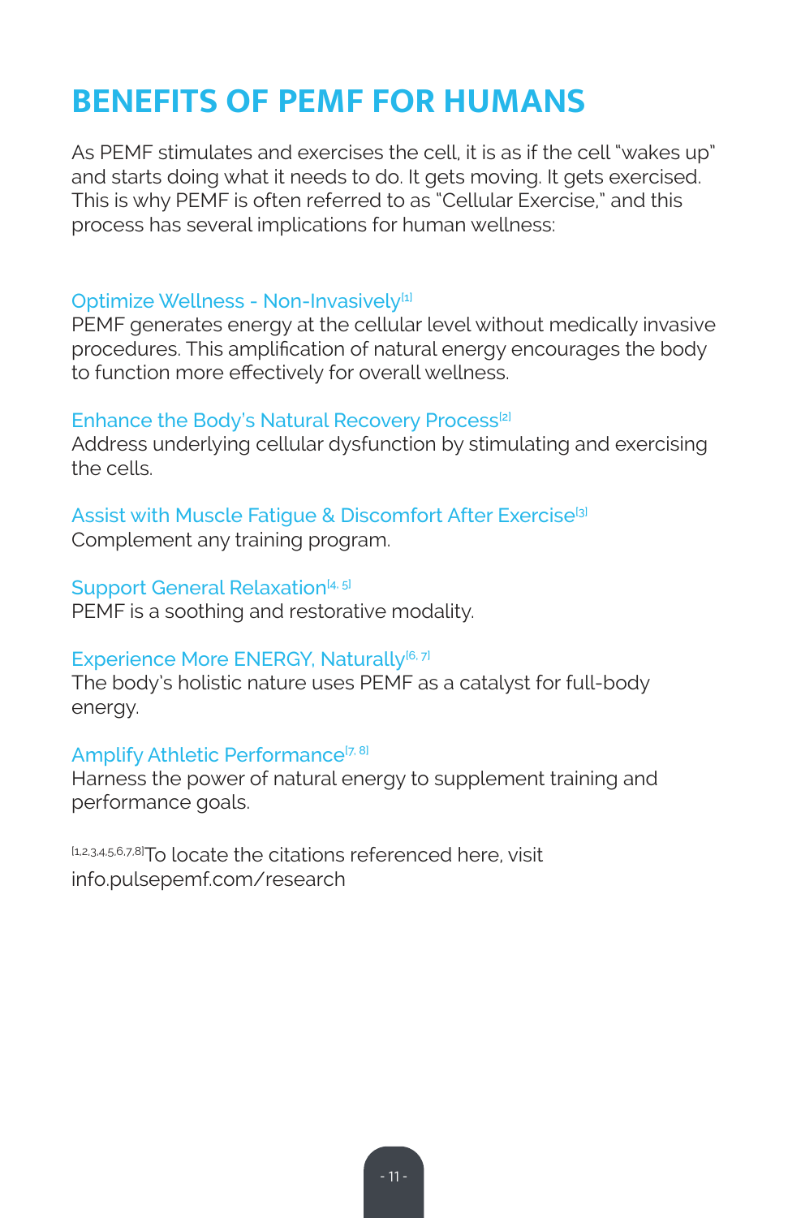# BENEFITS OF PEMF FOR HUMANS

As PEMF stimulates and exercises the cell, it is as if the cell "wakes up" and starts doing what it needs to do. It gets moving. It gets exercised. This is why PEMF is often referred to as "Cellular Exercise," and this process has several implications for human wellness:

### Optimize Wellness - Non-Invasively[1]

PEMF generates energy at the cellular level without medically invasive procedures. This amplification of natural energy encourages the body to function more effectively for overall wellness.

### Enhance the Body's Natural Recovery Process[2]

Address underlying cellular dysfunction by stimulating and exercising the cells.

### Assist with Muscle Fatigue & Discomfort After Exercise[3]

Complement any training program.

### Support General Relaxation[4, 5]

PEMF is a soothing and restorative modality.

### Experience More ENERGY, Naturally[6, 7]

The body's holistic nature uses PEMF as a catalyst for full-body energy.

### Amplify Athletic Performance[7, 8]

Harness the power of natural energy to supplement training and performance goals.

[1,2,3,4,5,6,7,8]To locate the citations referenced here, visit info.pulsepemf.com/research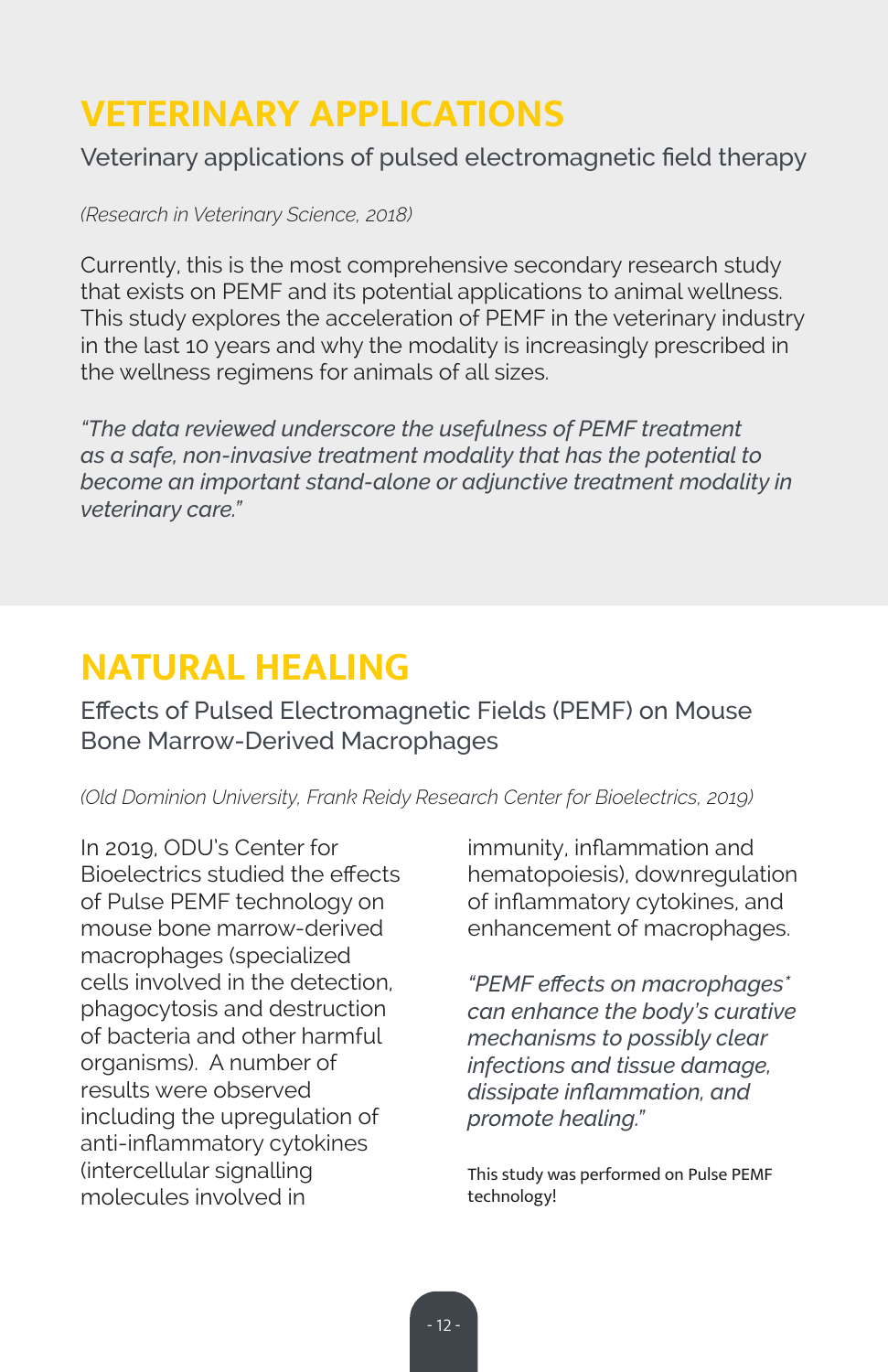# VETERINARY APPLICATIONS

Veterinary applications of pulsed electromagnetic field therapy

*(Research in Veterinary Science, 2018)*

Currently, this is the most comprehensive secondary research study that exists on PEMF and its potential applications to animal wellness. This study explores the acceleration of PEMF in the veterinary industry in the last 10 years and why the modality is increasingly prescribed in the wellness regimens for animals of all sizes.

*"The data reviewed underscore the usefulness of PEMF treatment as a safe, non-invasive treatment modality that has the potential to become an important stand-alone or adjunctive treatment modality in veterinary care."*

# NATURAL HEALING

Effects of Pulsed Electromagnetic Fields (PEMF) on Mouse Bone Marrow-Derived Macrophages

*(Old Dominion University, Frank Reidy Research Center for Bioelectrics, 2019)*

In 2019, ODU's Center for Bioelectrics studied the effects of Pulse PEMF technology on mouse bone marrow-derived macrophages (specialized cells involved in the detection, phagocytosis and destruction of bacteria and other harmful organisms). A number of results were observed including the upregulation of anti-inflammatory cytokines (intercellular signalling molecules involved in immunity, inflammation and hematopoiesis), downregulation of inflammatory cytokines, and enhancement of macrophages.

*"PEMF effects on macrophages* can enhance the body's curative mechanisms to possibly clear infections and tissue damage, dissipate inflammation, and promote healing."*

This study was performed on Pulse PEMF technology!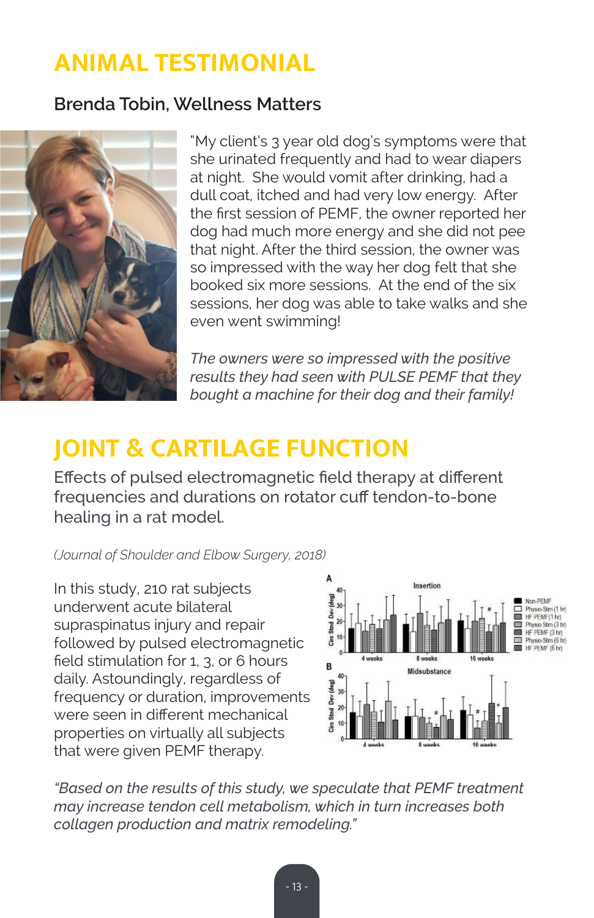# ANIMAL TESTIMONIAL

## Brenda Tobin, Wellness Matters

"My client's 3 year old dog's symptoms were that she urinated frequently and had to wear diapers at night. She would vomit after drinking, had a dull coat, itched and had very low energy. After the first session of PEMF, the owner reported her dog had much more energy and she did not pee that night. After the third session, the owner was so impressed with the way her dog felt that she booked six more sessions. At the end of the six sessions, her dog was able to take walks and she even went swimming!

*The owners were so impressed with the positive results they had seen with PULSE PEMF that they bought a machine for their dog and their family!*

# JOINT & CARTILAGE FUNCTION

Effects of pulsed electromagnetic field therapy at different frequencies and durations on rotator cuff tendon-to-bone healing in a rat model.

*(Journal of Shoulder and Elbow Surgery, 2018)*

In this study, 210 rat subjects underwent acute bilateral supraspinatus injury and repair followed by pulsed electromagnetic field stimulation for 1, 3, or 6 hours daily. Astoundingly, regardless of frequency or duration, improvements were seen in different mechanical properties on virtually all subjects that were given PEMF therapy.

*"Based on the results of this study, we speculate that PEMF treatment may increase tendon cell metabolism, which in turn increases both collagen production and matrix remodeling."*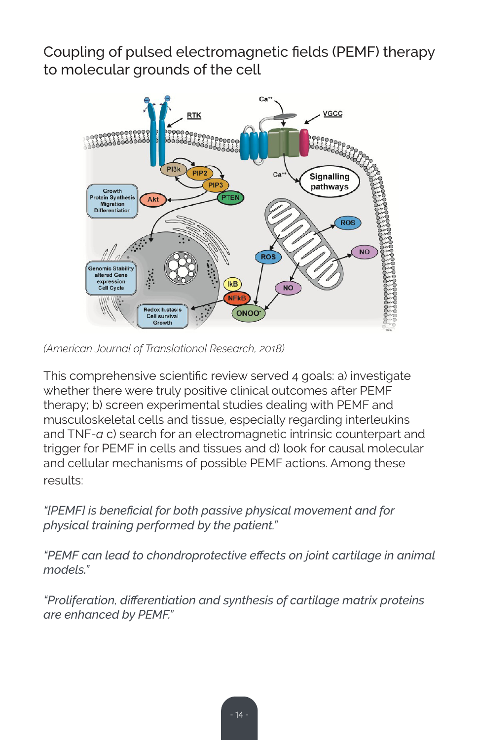# Coupling of pulsed electromagnetic fields (PEMF) therapy to molecular grounds of the cell

(American Journal of Translational Research, 2018)

This comprehensive scientific review served 4 goals: a) investigate whether there were truly positive clinical outcomes after PEMF therapy; b) screen experimental studies dealing with PEMF and musculoskeletal cells and tissue, especially regarding interleukins and TNF-*a* c) search for an electromagnetic intrinsic counterpart and trigger for PEMF in cells and tissues and d) look for causal molecular and cellular mechanisms of possible PEMF actions. Among these results:

*"[PEMF] is beneficial for both passive physical movement and for physical training performed by the patient."*

*"PEMF can lead to chondroprotective effects on joint cartilage in animal models."*

*"Proliferation, differentiation and synthesis of cartilage matrix proteins are enhanced by PEMF."*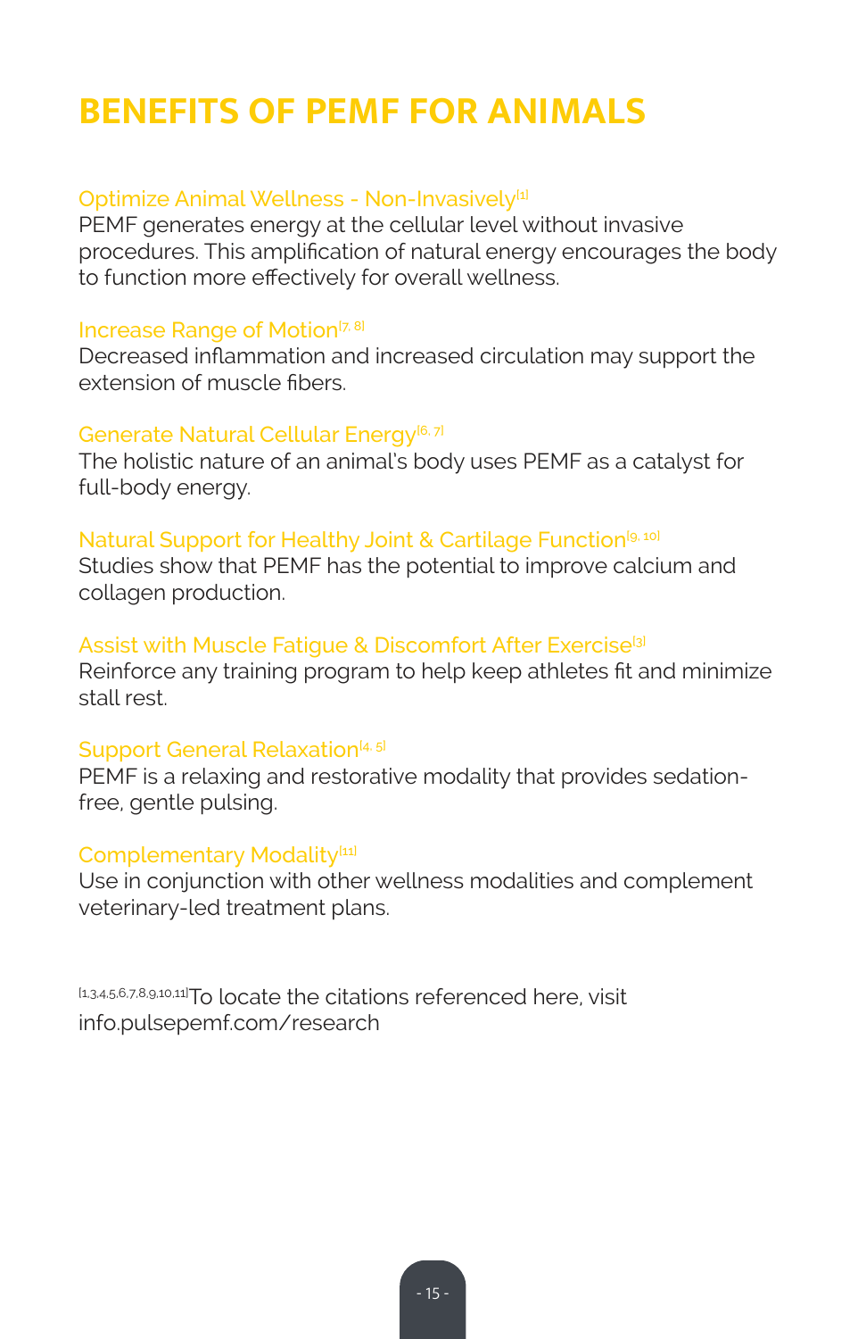# BENEFITS OF PEMF FOR ANIMALS

### Optimize Animal Wellness - Non-Invasively[1]

PEMF generates energy at the cellular level without invasive procedures. This amplification of natural energy encourages the body to function more effectively for overall wellness.

### Increase Range of Motion[7, 8]

Decreased inflammation and increased circulation may support the extension of muscle fibers.

### Generate Natural Cellular Energy[6, 7]

The holistic nature of an animal's body uses PEMF as a catalyst for full-body energy.

### Natural Support for Healthy Joint & Cartilage Function[9, 10]

Studies show that PEMF has the potential to improve calcium and collagen production.

### Assist with Muscle Fatigue & Discomfort After Exercise[3]

Reinforce any training program to help keep athletes fit and minimize stall rest.

### Support General Relaxation[4, 5]

PEMF is a relaxing and restorative modality that provides sedation-free, gentle pulsing.

### Complementary Modality[11]

Use in conjunction with other wellness modalities and complement veterinary-led treatment plans.

[1,3,4,5,6,7,8,9,10,11]To locate the citations referenced here, visit info.pulsepemf.com/research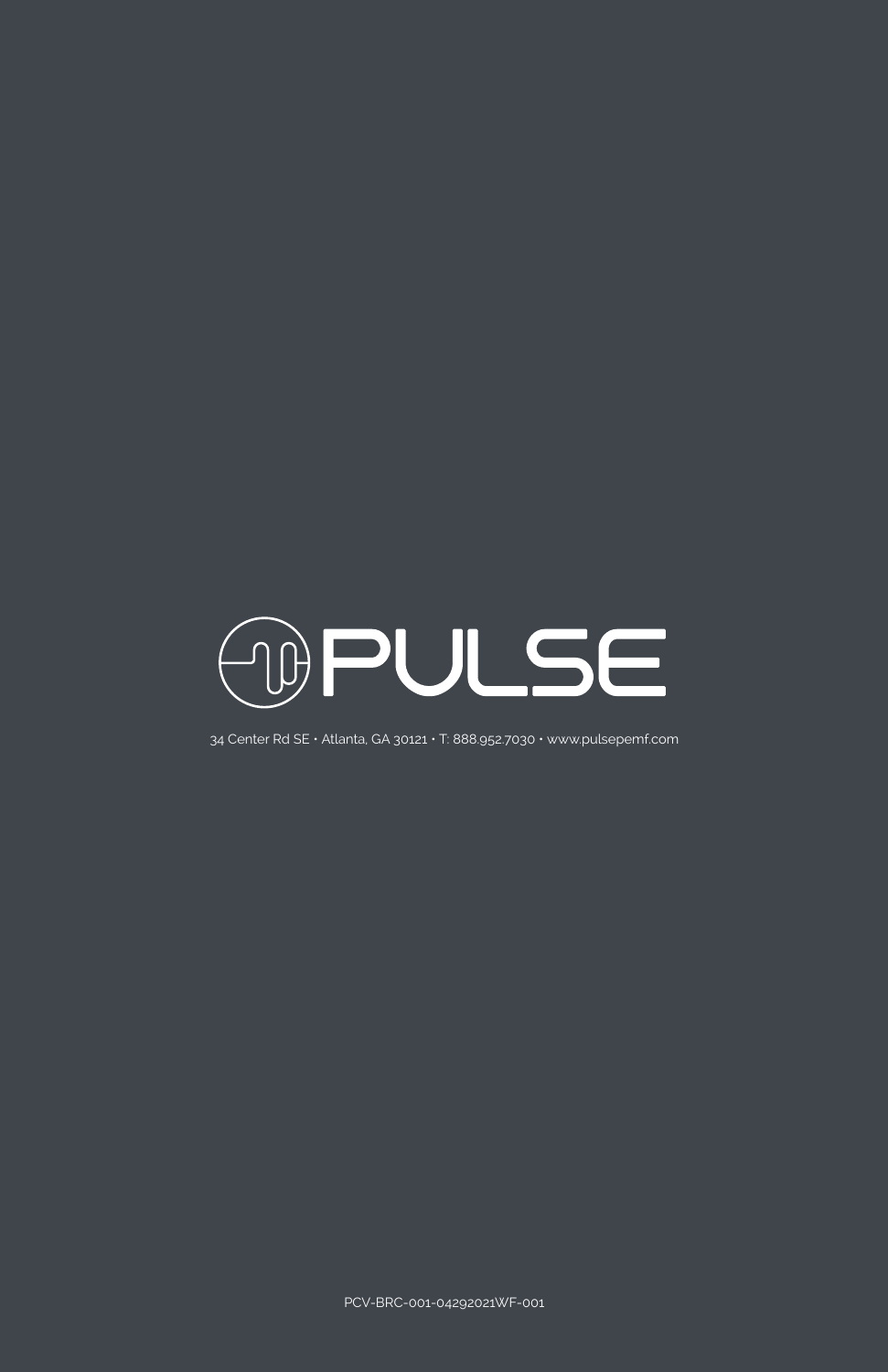PULSE

34 Center Rd SE • Atlanta, GA 30121 • T: 888.952.7030 • www.pulsepemf.com

PCV-BRC-001-04292021WF-001